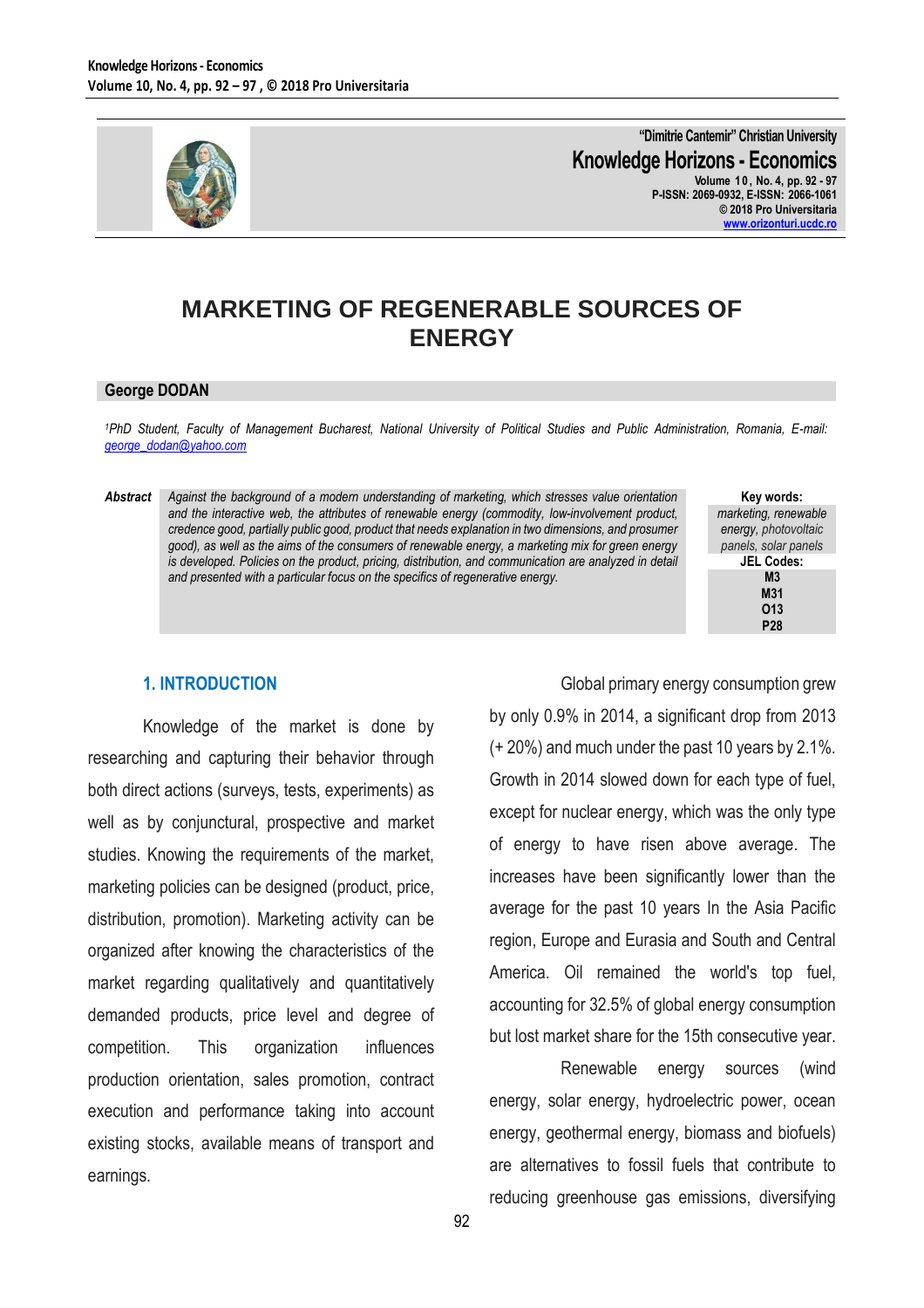# MARKETING OF REGENERABLE SOURCES OF ENERGY

**George DODAN**

[1]PhD Student, Faculty of Management Bucharest, National University of Political Studies and Public Administration, Romania, E-mail: george_dodan@yahoo.com

***Abstract*** *Against the background of a modern understanding of marketing, which stresses value orientation and the interactive web, the attributes of renewable energy (commodity, low-involvement product, credence good, partially public good, product that needs explanation in two dimensions, and prosumer good), as well as the aims of the consumers of renewable energy, a marketing mix for green energy is developed. Policies on the product, pricing, distribution, and communication are analyzed in detail and presented with a particular focus on the specifics of regenerative energy.*

**Key words:** *marketing, renewable energy, photovoltaic panels, solar panels*

**JEL Codes:** **M3, M31, O13, P28**

## 1. INTRODUCTION

Knowledge of the market is done by researching and capturing their behavior through both direct actions (surveys, tests, experiments) as well as by conjunctural, prospective and market studies. Knowing the requirements of the market, marketing policies can be designed (product, price, distribution, promotion). Marketing activity can be organized after knowing the characteristics of the market regarding qualitatively and quantitatively demanded products, price level and degree of competition. This organization influences production orientation, sales promotion, contract execution and performance taking into account existing stocks, available means of transport and earnings.

Global primary energy consumption grew by only 0.9% in 2014, a significant drop from 2013 (+ 20%) and much under the past 10 years by 2.1%. Growth in 2014 slowed down for each type of fuel, except for nuclear energy, which was the only type of energy to have risen above average. The increases have been significantly lower than the average for the past 10 years In the Asia Pacific region, Europe and Eurasia and South and Central America. Oil remained the world's top fuel, accounting for 32.5% of global energy consumption but lost market share for the 15th consecutive year.

Renewable energy sources (wind energy, solar energy, hydroelectric power, ocean energy, geothermal energy, biomass and biofuels) are alternatives to fossil fuels that contribute to reducing greenhouse gas emissions, diversifying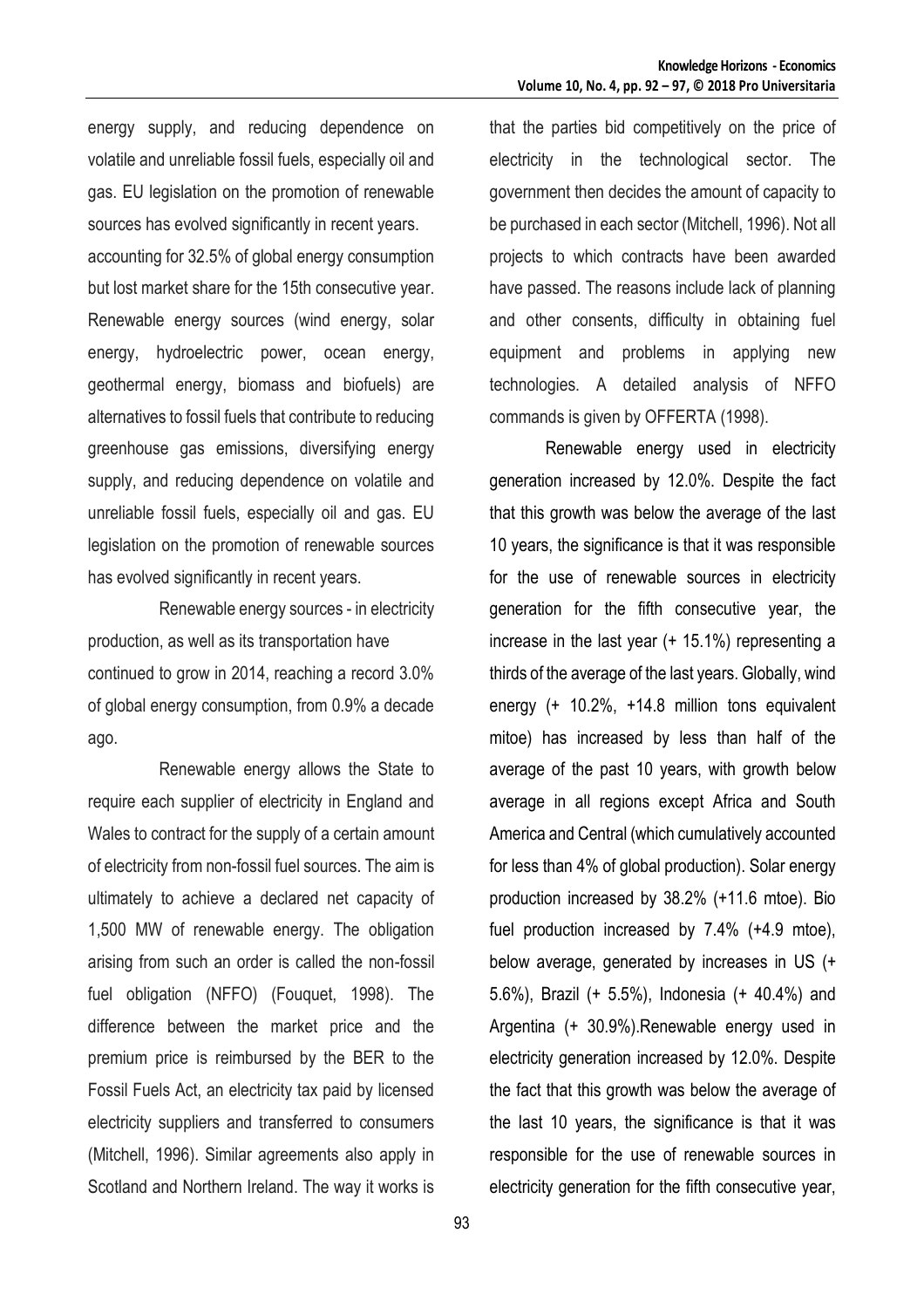energy supply, and reducing dependence on volatile and unreliable fossil fuels, especially oil and gas. EU legislation on the promotion of renewable sources has evolved significantly in recent years. accounting for 32.5% of global energy consumption but lost market share for the 15th consecutive year. Renewable energy sources (wind energy, solar energy, hydroelectric power, ocean energy, geothermal energy, biomass and biofuels) are alternatives to fossil fuels that contribute to reducing greenhouse gas emissions, diversifying energy supply, and reducing dependence on volatile and unreliable fossil fuels, especially oil and gas. EU legislation on the promotion of renewable sources has evolved significantly in recent years.

Renewable energy sources - in electricity production, as well as its transportation have continued to grow in 2014, reaching a record 3.0% of global energy consumption, from 0.9% a decade ago.

Renewable energy allows the State to require each supplier of electricity in England and Wales to contract for the supply of a certain amount of electricity from non-fossil fuel sources. The aim is ultimately to achieve a declared net capacity of 1,500 MW of renewable energy. The obligation arising from such an order is called the non-fossil fuel obligation (NFFO) (Fouquet, 1998). The difference between the market price and the premium price is reimbursed by the BER to the Fossil Fuels Act, an electricity tax paid by licensed electricity suppliers and transferred to consumers (Mitchell, 1996). Similar agreements also apply in Scotland and Northern Ireland. The way it works is that the parties bid competitively on the price of electricity in the technological sector. The government then decides the amount of capacity to be purchased in each sector (Mitchell, 1996). Not all projects to which contracts have been awarded have passed. The reasons include lack of planning and other consents, difficulty in obtaining fuel equipment and problems in applying new technologies. A detailed analysis of NFFO commands is given by OFFERTA (1998).

Renewable energy used in electricity generation increased by 12.0%. Despite the fact that this growth was below the average of the last 10 years, the significance is that it was responsible for the use of renewable sources in electricity generation for the fifth consecutive year, the increase in the last year (+ 15.1%) representing a thirds of the average of the last years. Globally, wind energy (+ 10.2%, +14.8 million tons equivalent mitoe) has increased by less than half of the average of the past 10 years, with growth below average in all regions except Africa and South America and Central (which cumulatively accounted for less than 4% of global production). Solar energy production increased by 38.2% (+11.6 mtoe). Bio fuel production increased by 7.4% (+4.9 mtoe), below average, generated by increases in US (+ 5.6%), Brazil (+ 5.5%), Indonesia (+ 40.4%) and Argentina (+ 30.9%).Renewable energy used in electricity generation increased by 12.0%. Despite the fact that this growth was below the average of the last 10 years, the significance is that it was responsible for the use of renewable sources in electricity generation for the fifth consecutive year,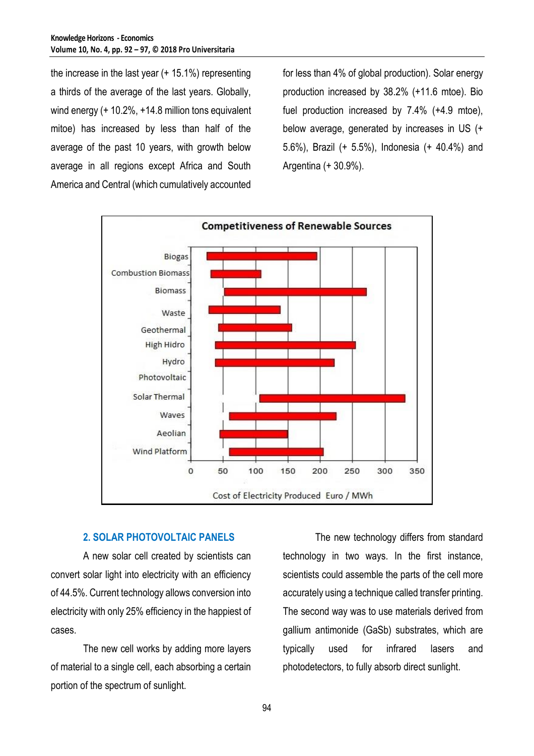the increase in the last year (+ 15.1%) representing a thirds of the average of the last years. Globally, wind energy (+ 10.2%, +14.8 million tons equivalent mitoe) has increased by less than half of the average of the past 10 years, with growth below average in all regions except Africa and South America and Central (which cumulatively accounted for less than 4% of global production). Solar energy production increased by 38.2% (+11.6 mtoe). Bio fuel production increased by 7.4% (+4.9 mtoe), below average, generated by increases in US (+ 5.6%), Brazil (+ 5.5%), Indonesia (+ 40.4%) and Argentina (+ 30.9%).

## 2. SOLAR PHOTOVOLTAIC PANELS

A new solar cell created by scientists can convert solar light into electricity with an efficiency of 44.5%. Current technology allows conversion into electricity with only 25% efficiency in the happiest of cases.

The new cell works by adding more layers of material to a single cell, each absorbing a certain portion of the spectrum of sunlight.

The new technology differs from standard technology in two ways. In the first instance, scientists could assemble the parts of the cell more accurately using a technique called transfer printing. The second way was to use materials derived from gallium antimonide (GaSb) substrates, which are typically used for infrared lasers and photodetectors, to fully absorb direct sunlight.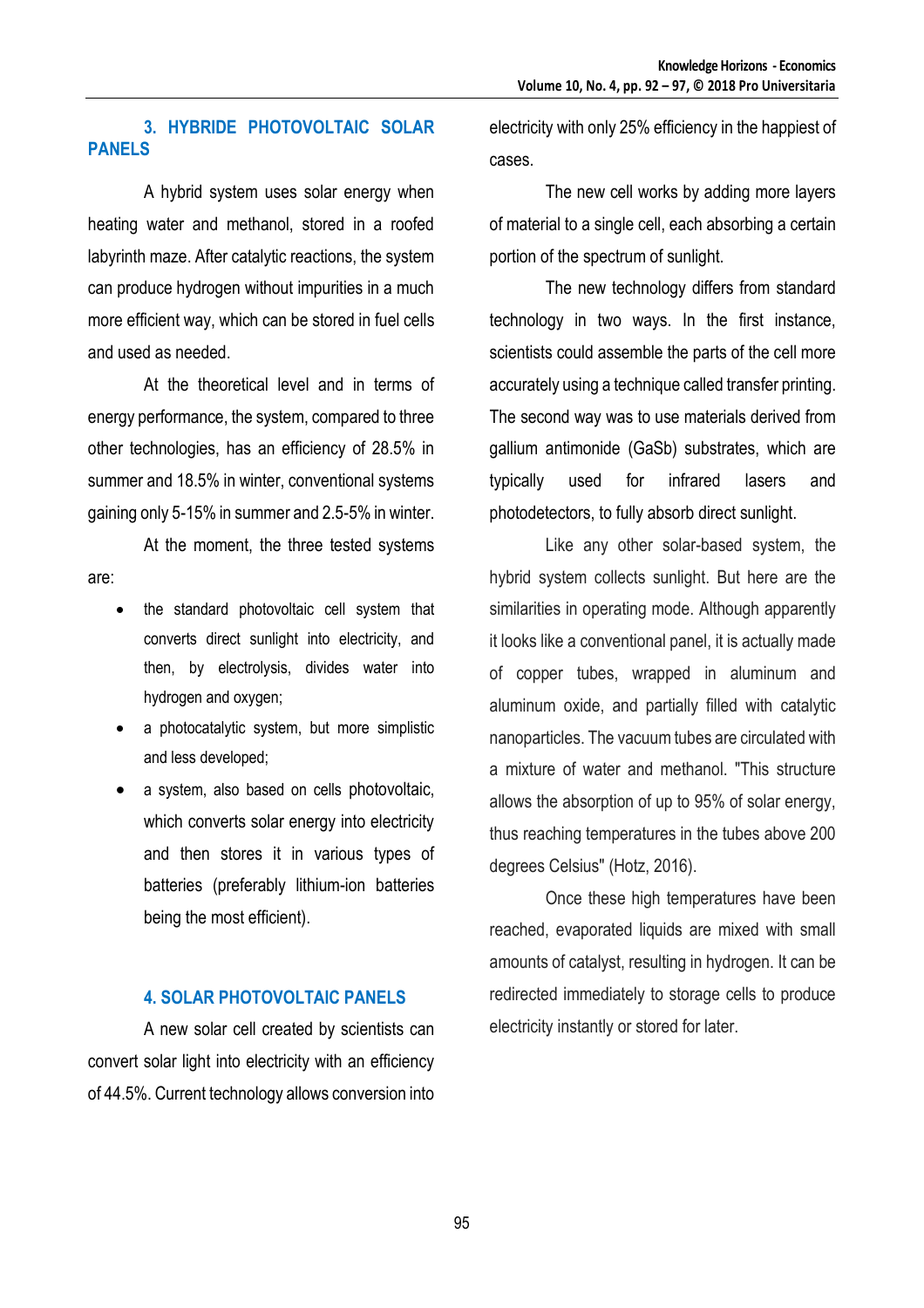## 3. HYBRIDE PHOTOVOLTAIC SOLAR PANELS

A hybrid system uses solar energy when heating water and methanol, stored in a roofed labyrinth maze. After catalytic reactions, the system can produce hydrogen without impurities in a much more efficient way, which can be stored in fuel cells and used as needed.

At the theoretical level and in terms of energy performance, the system, compared to three other technologies, has an efficiency of 28.5% in summer and 18.5% in winter, conventional systems gaining only 5-15% in summer and 2.5-5% in winter.

At the moment, the three tested systems are:

- the standard photovoltaic cell system that converts direct sunlight into electricity, and then, by electrolysis, divides water into hydrogen and oxygen;
- a photocatalytic system, but more simplistic and less developed;
- a system, also based on cells photovoltaic, which converts solar energy into electricity and then stores it in various types of batteries (preferably lithium-ion batteries being the most efficient).

## 4. SOLAR PHOTOVOLTAIC PANELS

A new solar cell created by scientists can convert solar light into electricity with an efficiency of 44.5%. Current technology allows conversion into electricity with only 25% efficiency in the happiest of cases.

The new cell works by adding more layers of material to a single cell, each absorbing a certain portion of the spectrum of sunlight.

The new technology differs from standard technology in two ways. In the first instance, scientists could assemble the parts of the cell more accurately using a technique called transfer printing. The second way was to use materials derived from gallium antimonide (GaSb) substrates, which are typically used for infrared lasers and photodetectors, to fully absorb direct sunlight.

Like any other solar-based system, the hybrid system collects sunlight. But here are the similarities in operating mode. Although apparently it looks like a conventional panel, it is actually made of copper tubes, wrapped in aluminum and aluminum oxide, and partially filled with catalytic nanoparticles. The vacuum tubes are circulated with a mixture of water and methanol. "This structure allows the absorption of up to 95% of solar energy, thus reaching temperatures in the tubes above 200 degrees Celsius" (Hotz, 2016).

Once these high temperatures have been reached, evaporated liquids are mixed with small amounts of catalyst, resulting in hydrogen. It can be redirected immediately to storage cells to produce electricity instantly or stored for later.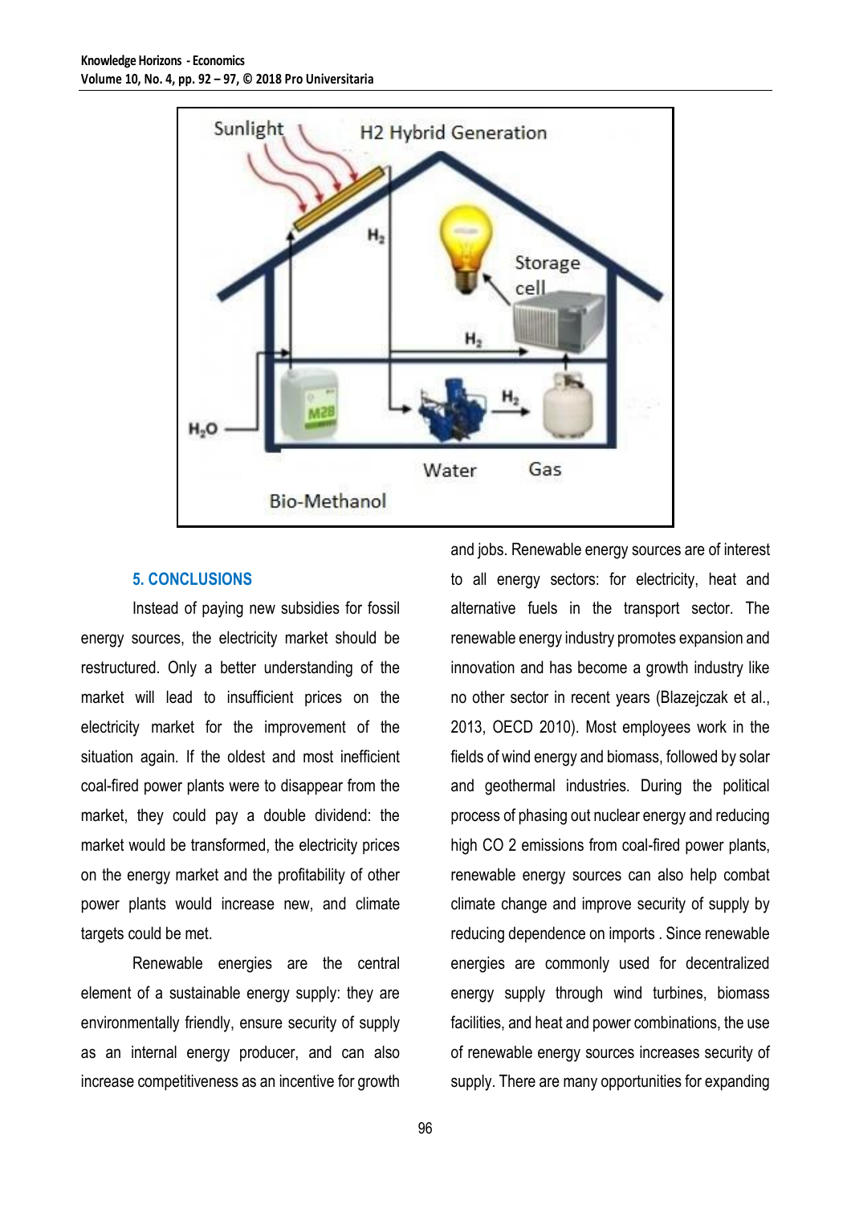## 5. CONCLUSIONS

Instead of paying new subsidies for fossil energy sources, the electricity market should be restructured. Only a better understanding of the market will lead to insufficient prices on the electricity market for the improvement of the situation again. If the oldest and most inefficient coal-fired power plants were to disappear from the market, they could pay a double dividend: the market would be transformed, the electricity prices on the energy market and the profitability of other power plants would increase new, and climate targets could be met.

Renewable energies are the central element of a sustainable energy supply: they are environmentally friendly, ensure security of supply as an internal energy producer, and can also increase competitiveness as an incentive for growth and jobs. Renewable energy sources are of interest to all energy sectors: for electricity, heat and alternative fuels in the transport sector. The renewable energy industry promotes expansion and innovation and has become a growth industry like no other sector in recent years (Blazejczak et al., 2013, OECD 2010). Most employees work in the fields of wind energy and biomass, followed by solar and geothermal industries. During the political process of phasing out nuclear energy and reducing high CO 2 emissions from coal-fired power plants, renewable energy sources can also help combat climate change and improve security of supply by reducing dependence on imports . Since renewable energies are commonly used for decentralized energy supply through wind turbines, biomass facilities, and heat and power combinations, the use of renewable energy sources increases security of supply. There are many opportunities for expanding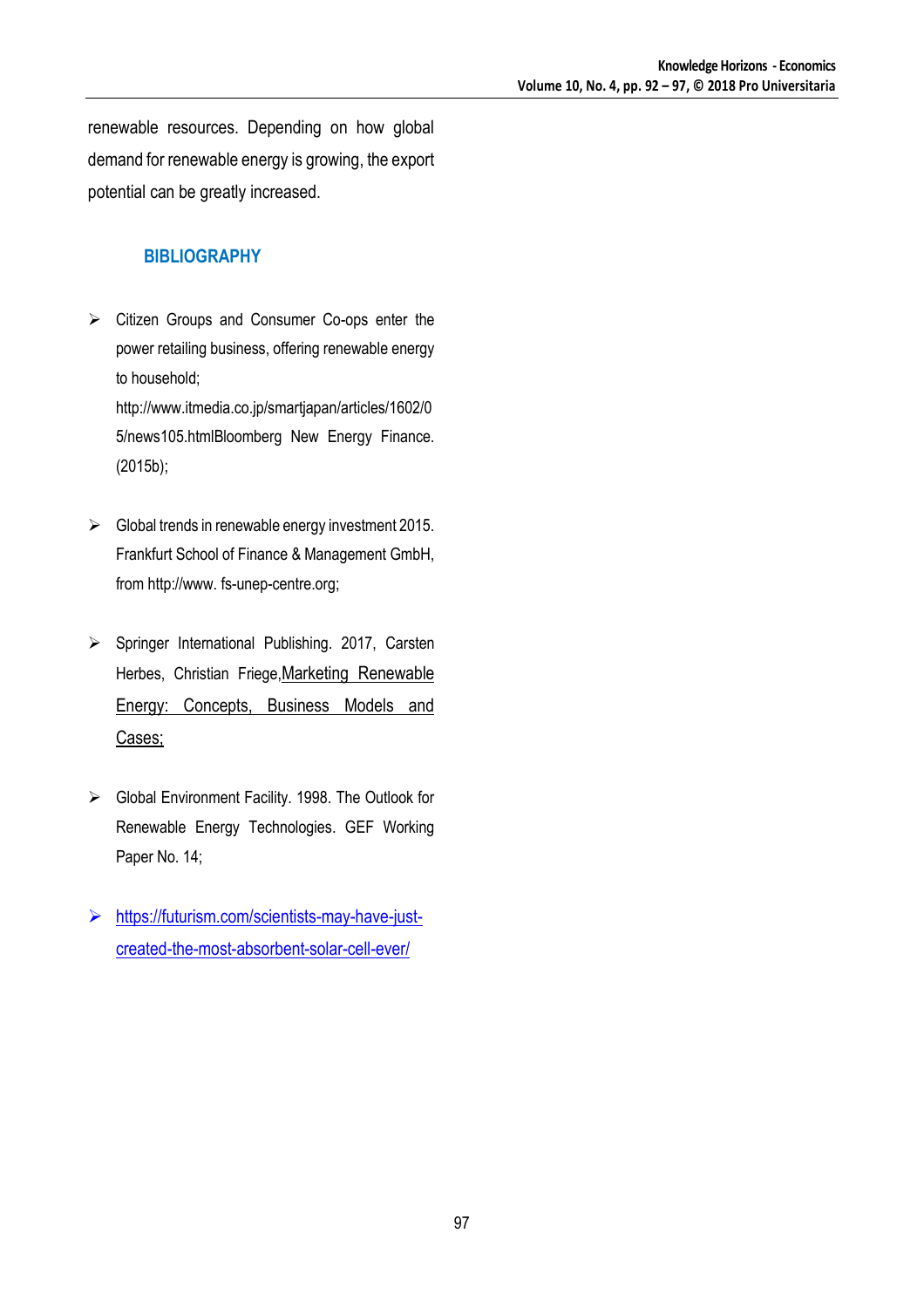renewable resources. Depending on how global demand for renewable energy is growing, the export potential can be greatly increased.

## BIBLIOGRAPHY

- Citizen Groups and Consumer Co-ops enter the power retailing business, offering renewable energy to household; http://www.itmedia.co.jp/smartjapan/articles/1602/05/news105.htmlBloomberg New Energy Finance. (2015b);

- Global trends in renewable energy investment 2015. Frankfurt School of Finance & Management GmbH, from http://www. fs-unep-centre.org;

- Springer International Publishing. 2017, Carsten Herbes, Christian Friege,Marketing Renewable Energy: Concepts, Business Models and Cases;

- Global Environment Facility. 1998. The Outlook for Renewable Energy Technologies. GEF Working Paper No. 14;

- https://futurism.com/scientists-may-have-just-created-the-most-absorbent-solar-cell-ever/